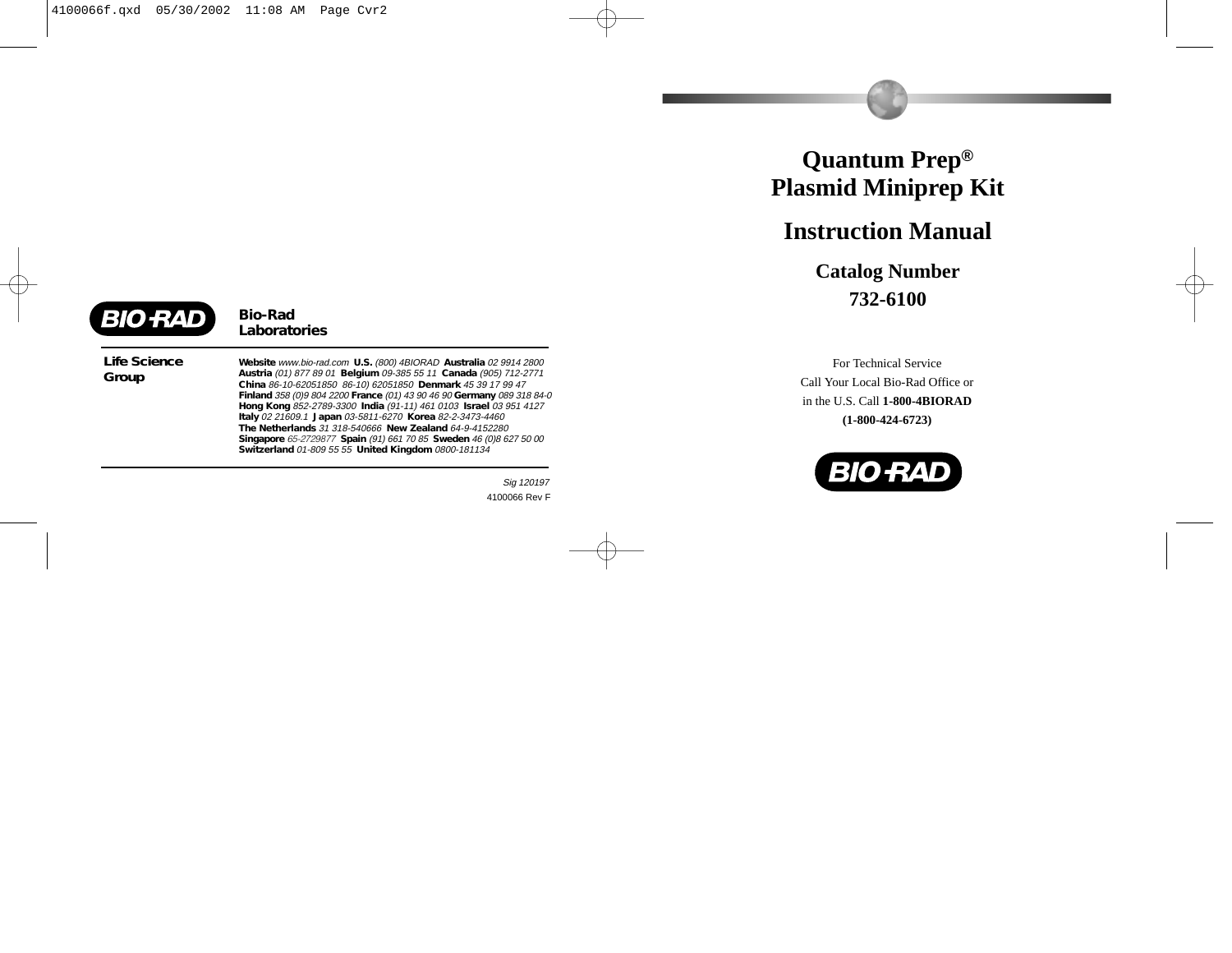# Quantum Prep®
# Plasmid Miniprep Kit

# Instruction Manual

## Catalog Number
## 732-6100

For Technical Service
Call Your Local Bio-Rad Office or
in the U.S. Call **1-800-4BIORAD**
**(1-800-424-6723)**

BIO-RAD

---

BIO-RAD **Bio-Rad Laboratories**

**Life Science Group**

**Website** *www.bio-rad.com* **U.S.** *(800) 4BIORAD* **Australia** *02 9914 2800* **Austria** *(01) 877 89 01* **Belgium** *09-385 55 11* **Canada** *(905) 712-2771* **China** *86-10-62051850 86-10) 62051850* **Denmark** *45 39 17 99 47* **Finland** *358 (0)9 804 2200* **France** *(01) 43 90 46 90* **Germany** *089 318 84-0* **Hong Kong** *852-2789-3300* **India** *(91-11) 461 0103* **Israel** *03 951 4127* **Italy** *02 21609.1* **Japan** *03-5811-6270* **Korea** *82-2-3473-4460* **The Netherlands** *31 318-540666* **New Zealand** *64-9-4152280* **Singapore** *65-2729877* **Spain** *(91) 661 70 85* **Sweden** *46 (0)8 627 50 00* **Switzerland** *01-809 55 55* **United Kingdom** *0800-181134*

*Sig 120197*

4100066 Rev F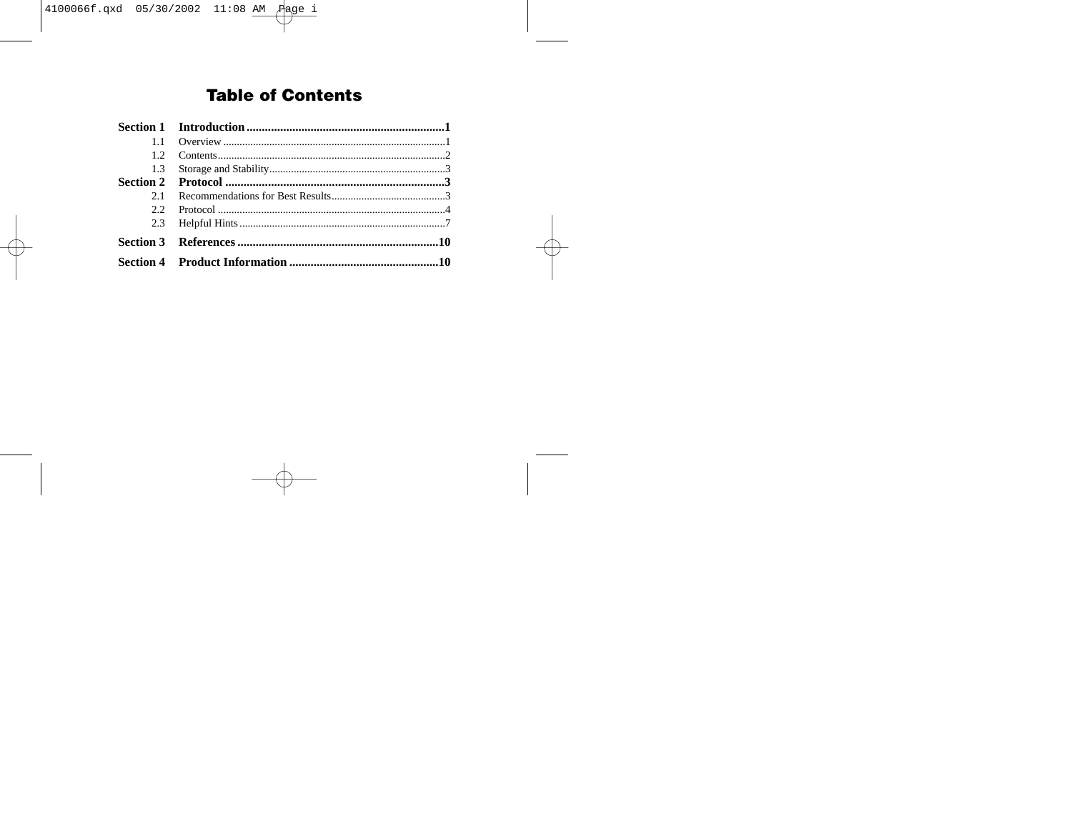# Table of Contents

**Section 1 Introduction ................................................................1**

- 1.1 Overview ..................................................................................1
- 1.2 Contents....................................................................................2
- 1.3 Storage and Stability.................................................................3

**Section 2 Protocol .......................................................................3**

- 2.1 Recommendations for Best Results..........................................3
- 2.2 Protocol ....................................................................................4
- 2.3 Helpful Hints............................................................................7

**Section 3 References .................................................................10**

**Section 4 Product Information ................................................10**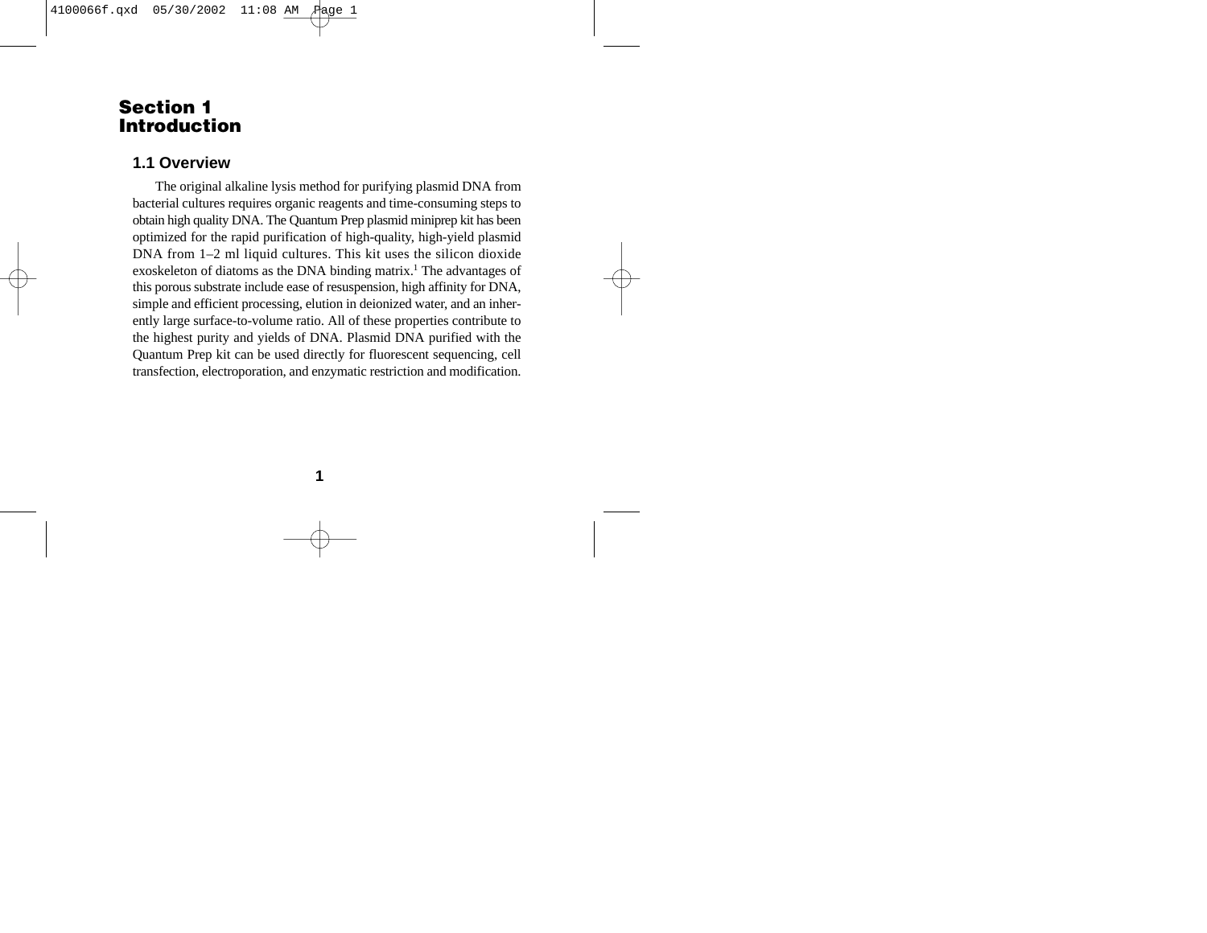# Section 1
# Introduction

## 1.1 Overview

The original alkaline lysis method for purifying plasmid DNA from bacterial cultures requires organic reagents and time-consuming steps to obtain high quality DNA. The Quantum Prep plasmid miniprep kit has been optimized for the rapid purification of high-quality, high-yield plasmid DNA from 1–2 ml liquid cultures. This kit uses the silicon dioxide exoskeleton of diatoms as the DNA binding matrix.[1] The advantages of this porous substrate include ease of resuspension, high affinity for DNA, simple and efficient processing, elution in deionized water, and an inherently large surface-to-volume ratio. All of these properties contribute to the highest purity and yields of DNA. Plasmid DNA purified with the Quantum Prep kit can be used directly for fluorescent sequencing, cell transfection, electroporation, and enzymatic restriction and modification.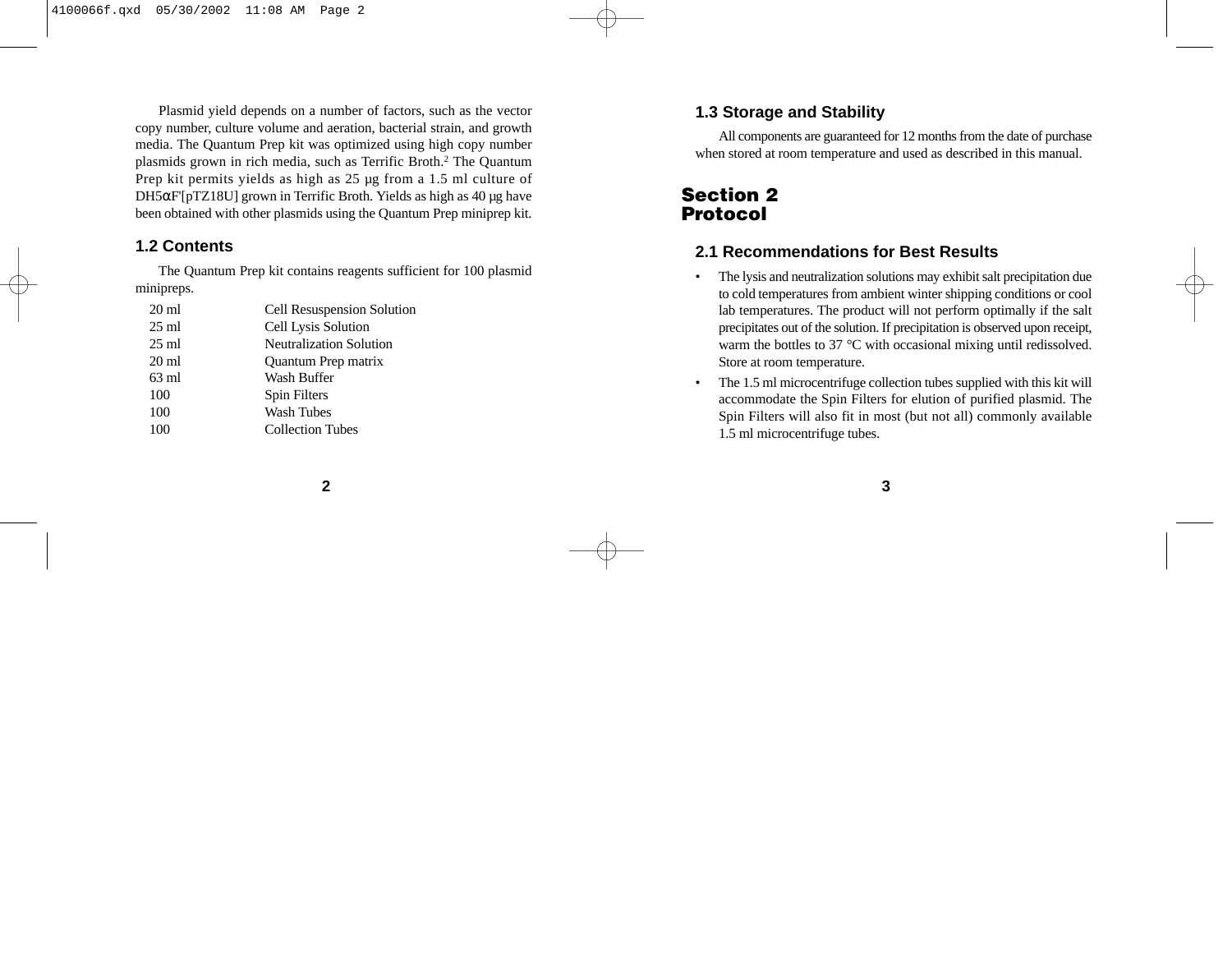Plasmid yield depends on a number of factors, such as the vector copy number, culture volume and aeration, bacterial strain, and growth media. The Quantum Prep kit was optimized using high copy number plasmids grown in rich media, such as Terrific Broth.[2] The Quantum Prep kit permits yields as high as 25 µg from a 1.5 ml culture of DH5αF'[pTZ18U] grown in Terrific Broth. Yields as high as 40 µg have been obtained with other plasmids using the Quantum Prep miniprep kit.

### 1.2 Contents

The Quantum Prep kit contains reagents sufficient for 100 plasmid minipreps.

| | |
|---|---|
| 20 ml | Cell Resuspension Solution |
| 25 ml | Cell Lysis Solution |
| 25 ml | Neutralization Solution |
| 20 ml | Quantum Prep matrix |
| 63 ml | Wash Buffer |
| 100 | Spin Filters |
| 100 | Wash Tubes |
| 100 | Collection Tubes |

### 1.3 Storage and Stability

All components are guaranteed for 12 months from the date of purchase when stored at room temperature and used as described in this manual.

## Section 2 Protocol

### 2.1 Recommendations for Best Results

- The lysis and neutralization solutions may exhibit salt precipitation due to cold temperatures from ambient winter shipping conditions or cool lab temperatures. The product will not perform optimally if the salt precipitates out of the solution. If precipitation is observed upon receipt, warm the bottles to 37 °C with occasional mixing until redissolved. Store at room temperature.
- The 1.5 ml microcentrifuge collection tubes supplied with this kit will accommodate the Spin Filters for elution of purified plasmid. The Spin Filters will also fit in most (but not all) commonly available 1.5 ml microcentrifuge tubes.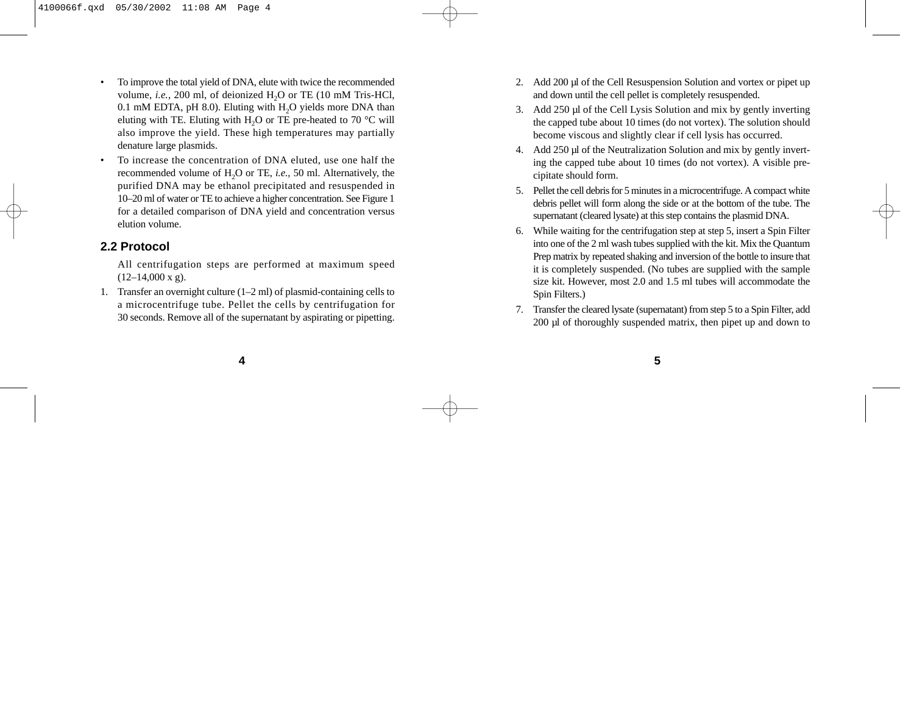- To improve the total yield of DNA, elute with twice the recommended volume, *i.e.*, 200 ml, of deionized $H_2O$ or TE (10 mM Tris-HCl, 0.1 mM EDTA, pH 8.0). Eluting with $H_2O$ yields more DNA than eluting with TE. Eluting with $H_2O$ or TE pre-heated to 70 °C will also improve the yield. These high temperatures may partially denature large plasmids.
- To increase the concentration of DNA eluted, use one half the recommended volume of $H_2O$ or TE, *i.e.*, 50 ml. Alternatively, the purified DNA may be ethanol precipitated and resuspended in 10–20 ml of water or TE to achieve a higher concentration. See Figure 1 for a detailed comparison of DNA yield and concentration versus elution volume.

## 2.2 Protocol

All centrifugation steps are performed at maximum speed (12–14,000 x g).

1. Transfer an overnight culture (1–2 ml) of plasmid-containing cells to a microcentrifuge tube. Pellet the cells by centrifugation for 30 seconds. Remove all of the supernatant by aspirating or pipetting.
2. Add 200 µl of the Cell Resuspension Solution and vortex or pipet up and down until the cell pellet is completely resuspended.
3. Add 250 µl of the Cell Lysis Solution and mix by gently inverting the capped tube about 10 times (do not vortex). The solution should become viscous and slightly clear if cell lysis has occurred.
4. Add 250 µl of the Neutralization Solution and mix by gently inverting the capped tube about 10 times (do not vortex). A visible precipitate should form.
5. Pellet the cell debris for 5 minutes in a microcentrifuge. A compact white debris pellet will form along the side or at the bottom of the tube. The supernatant (cleared lysate) at this step contains the plasmid DNA.
6. While waiting for the centrifugation step at step 5, insert a Spin Filter into one of the 2 ml wash tubes supplied with the kit. Mix the Quantum Prep matrix by repeated shaking and inversion of the bottle to insure that it is completely suspended. (No tubes are supplied with the sample size kit. However, most 2.0 and 1.5 ml tubes will accommodate the Spin Filters.)
7. Transfer the cleared lysate (supernatant) from step 5 to a Spin Filter, add 200 µl of thoroughly suspended matrix, then pipet up and down to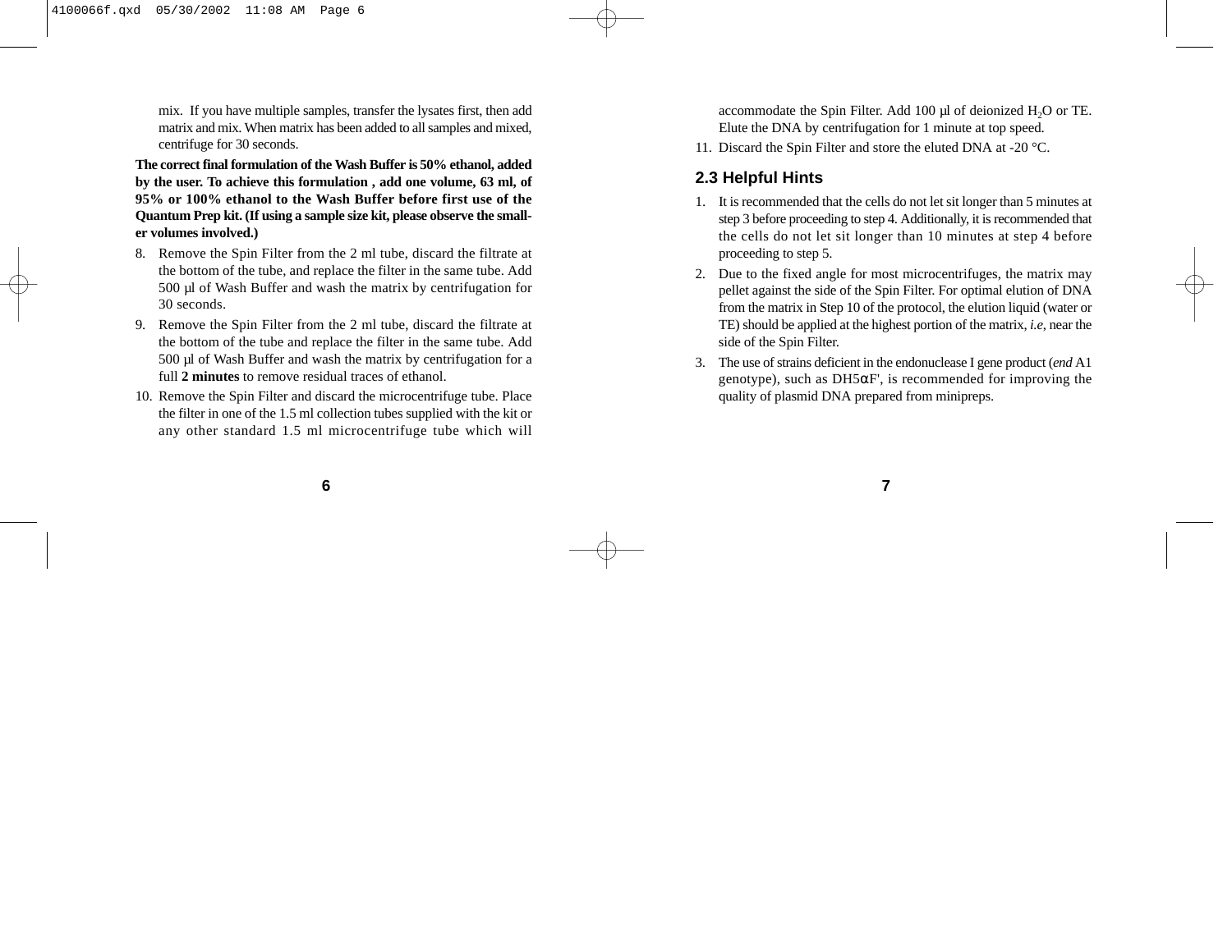mix. If you have multiple samples, transfer the lysates first, then add matrix and mix. When matrix has been added to all samples and mixed, centrifuge for 30 seconds.

**The correct final formulation of the Wash Buffer is 50% ethanol, added by the user. To achieve this formulation , add one volume, 63 ml, of 95% or 100% ethanol to the Wash Buffer before first use of the Quantum Prep kit. (If using a sample size kit, please observe the smaller volumes involved.)**

8. Remove the Spin Filter from the 2 ml tube, discard the filtrate at the bottom of the tube, and replace the filter in the same tube. Add 500 µl of Wash Buffer and wash the matrix by centrifugation for 30 seconds.
9. Remove the Spin Filter from the 2 ml tube, discard the filtrate at the bottom of the tube and replace the filter in the same tube. Add 500 µl of Wash Buffer and wash the matrix by centrifugation for a full **2 minutes** to remove residual traces of ethanol.
10. Remove the Spin Filter and discard the microcentrifuge tube. Place the filter in one of the 1.5 ml collection tubes supplied with the kit or any other standard 1.5 ml microcentrifuge tube which will accommodate the Spin Filter. Add 100 µl of deionized $H_2O$ or TE. Elute the DNA by centrifugation for 1 minute at top speed.
11. Discard the Spin Filter and store the eluted DNA at -20 °C.

## 2.3 Helpful Hints

1. It is recommended that the cells do not let sit longer than 5 minutes at step 3 before proceeding to step 4. Additionally, it is recommended that the cells do not let sit longer than 10 minutes at step 4 before proceeding to step 5.
2. Due to the fixed angle for most microcentrifuges, the matrix may pellet against the side of the Spin Filter. For optimal elution of DNA from the matrix in Step 10 of the protocol, the elution liquid (water or TE) should be applied at the highest portion of the matrix, *i.e*, near the side of the Spin Filter.
3. The use of strains deficient in the endonuclease I gene product (*end* A1 genotype), such as DH5αF', is recommended for improving the quality of plasmid DNA prepared from minipreps.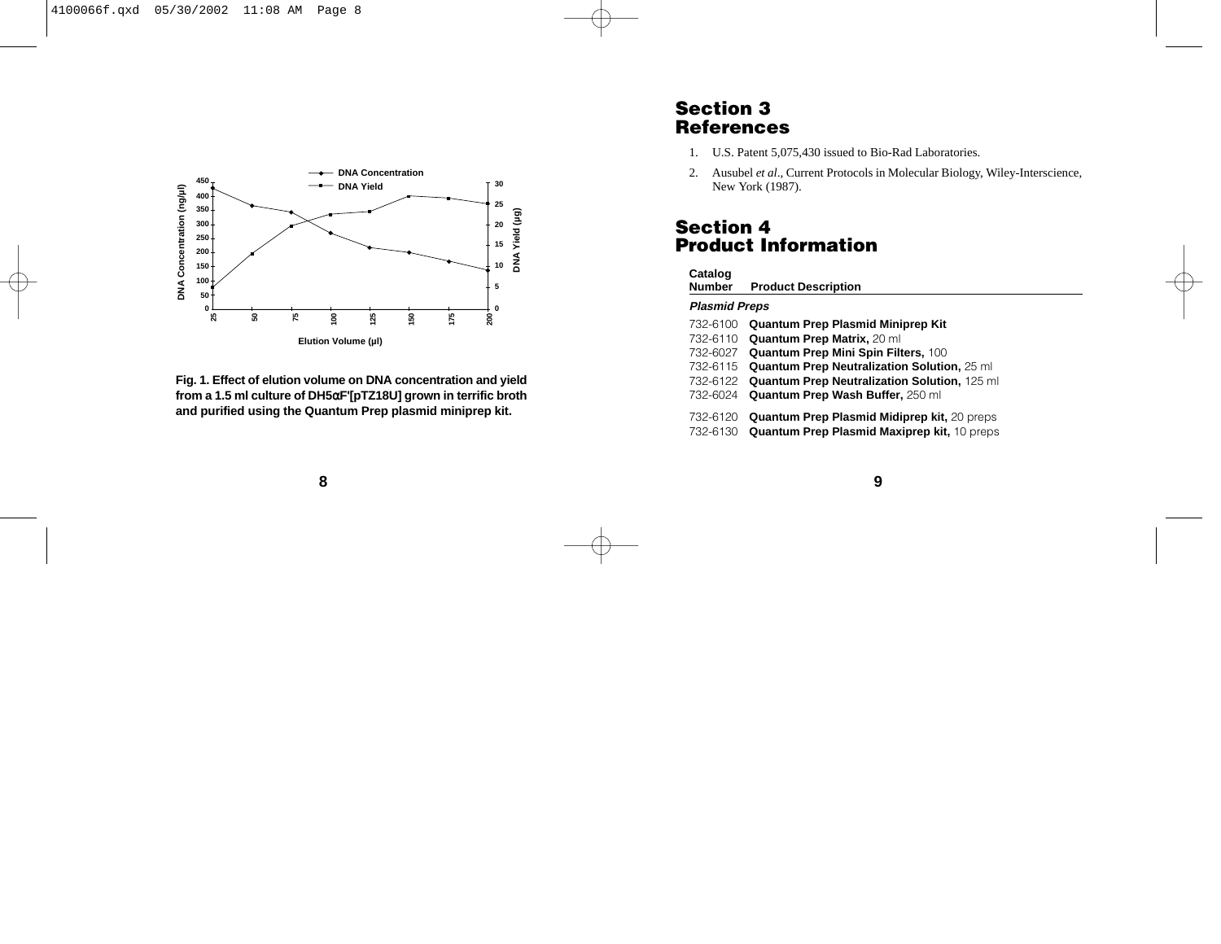Fig. 1. Effect of elution volume on DNA concentration and yield from a 1.5 ml culture of DH5αF'[pTZ18U] grown in terrific broth and purified using the Quantum Prep plasmid miniprep kit.

## Section 3 References

1. U.S. Patent 5,075,430 issued to Bio-Rad Laboratories.
2. Ausubel *et al*., Current Protocols in Molecular Biology, Wiley-Interscience, New York (1987).

## Section 4 Product Information

| Catalog Number | Product Description |
|---|---|
| ***Plasmid Preps*** | |
| 732-6100 | **Quantum Prep Plasmid Miniprep Kit** |
| 732-6110 | **Quantum Prep Matrix,** 20 ml |
| 732-6027 | **Quantum Prep Mini Spin Filters,** 100 |
| 732-6115 | **Quantum Prep Neutralization Solution,** 25 ml |
| 732-6122 | **Quantum Prep Neutralization Solution,** 125 ml |
| 732-6024 | **Quantum Prep Wash Buffer,** 250 ml |
| 732-6120 | **Quantum Prep Plasmid Midiprep kit,** 20 preps |
| 732-6130 | **Quantum Prep Plasmid Maxiprep kit,** 10 preps |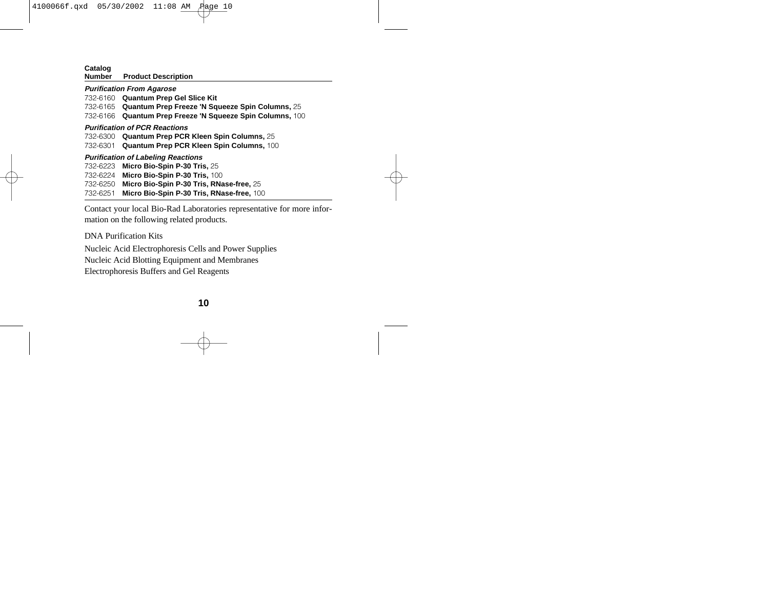| Catalog Number | Product Description |
| --- | --- |
| ***Purification From Agarose*** | |
| 732-6160 | **Quantum Prep Gel Slice Kit** |
| 732-6165 | **Quantum Prep Freeze 'N Squeeze Spin Columns,** 25 |
| 732-6166 | **Quantum Prep Freeze 'N Squeeze Spin Columns,** 100 |
| ***Purification of PCR Reactions*** | |
| 732-6300 | **Quantum Prep PCR Kleen Spin Columns,** 25 |
| 732-6301 | **Quantum Prep PCR Kleen Spin Columns,** 100 |
| ***Purification of Labeling Reactions*** | |
| 732-6223 | **Micro Bio-Spin P-30 Tris,** 25 |
| 732-6224 | **Micro Bio-Spin P-30 Tris,** 100 |
| 732-6250 | **Micro Bio-Spin P-30 Tris, RNase-free,** 25 |
| 732-6251 | **Micro Bio-Spin P-30 Tris, RNase-free,** 100 |

Contact your local Bio-Rad Laboratories representative for more information on the following related products.

DNA Purification Kits

Nucleic Acid Electrophoresis Cells and Power Supplies

Nucleic Acid Blotting Equipment and Membranes

Electrophoresis Buffers and Gel Reagents